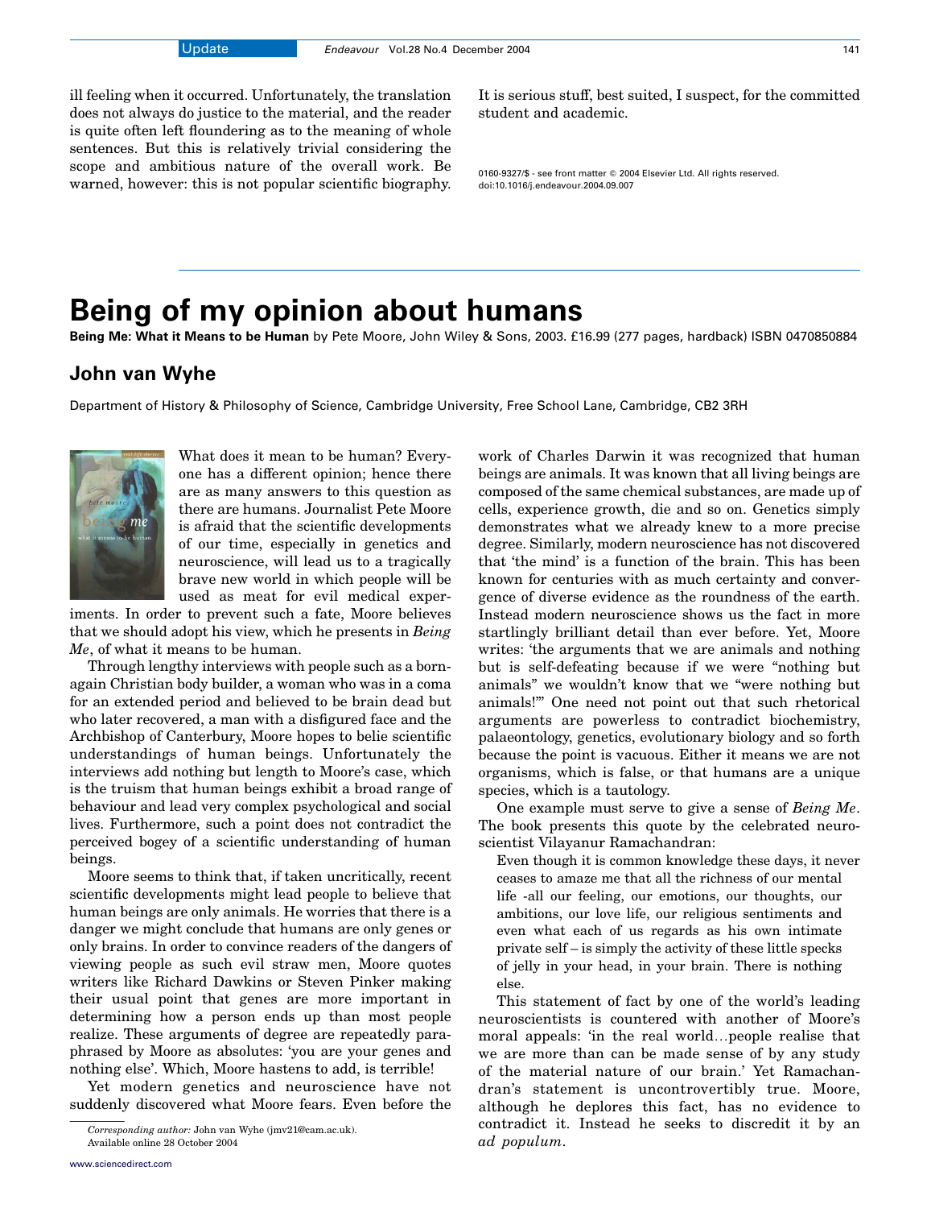ill feeling when it occurred. Unfortunately, the translation does not always do justice to the material, and the reader is quite often left floundering as to the meaning of whole sentences. But this is relatively trivial considering the scope and ambitious nature of the overall work. Be warned, however: this is not popular scientific biography. It is serious stuff, best suited, I suspect, for the committed student and academic.

0160-9327/$ - see front matter © 2004 Elsevier Ltd. All rights reserved.
doi:10.1016/j.endeavour.2004.09.007

# Being of my opinion about humans

**Being Me: What it Means to be Human** by Pete Moore, John Wiley & Sons, 2003. £16.99 (277 pages, hardback) ISBN 0470850884

## John van Wyhe

Department of History & Philosophy of Science, Cambridge University, Free School Lane, Cambridge, CB2 3RH

What does it mean to be human? Everyone has a different opinion; hence there are as many answers to this question as there are humans. Journalist Pete Moore is afraid that the scientific developments of our time, especially in genetics and neuroscience, will lead us to a tragically brave new world in which people will be used as meat for evil medical experiments. In order to prevent such a fate, Moore believes that we should adopt his view, which he presents in *Being Me*, of what it means to be human.

Through lengthy interviews with people such as a born-again Christian body builder, a woman who was in a coma for an extended period and believed to be brain dead but who later recovered, a man with a disfigured face and the Archbishop of Canterbury, Moore hopes to belie scientific understandings of human beings. Unfortunately the interviews add nothing but length to Moore's case, which is the truism that human beings exhibit a broad range of behaviour and lead very complex psychological and social lives. Furthermore, such a point does not contradict the perceived bogey of a scientific understanding of human beings.

Moore seems to think that, if taken uncritically, recent scientific developments might lead people to believe that human beings are only animals. He worries that there is a danger we might conclude that humans are only genes or only brains. In order to convince readers of the dangers of viewing people as such evil straw men, Moore quotes writers like Richard Dawkins or Steven Pinker making their usual point that genes are more important in determining how a person ends up than most people realize. These arguments of degree are repeatedly paraphrased by Moore as absolutes: 'you are your genes and nothing else'. Which, Moore hastens to add, is terrible!

Yet modern genetics and neuroscience have not suddenly discovered what Moore fears. Even before the work of Charles Darwin it was recognized that human beings are animals. It was known that all living beings are composed of the same chemical substances, are made up of cells, experience growth, die and so on. Genetics simply demonstrates what we already knew to a more precise degree. Similarly, modern neuroscience has not discovered that 'the mind' is a function of the brain. This has been known for centuries with as much certainty and convergence of diverse evidence as the roundness of the earth. Instead modern neuroscience shows us the fact in more startlingly brilliant detail than ever before. Yet, Moore writes: 'the arguments that we are animals and nothing but is self-defeating because if we were "nothing but animals" we wouldn't know that we "were nothing but animals!"' One need not point out that such rhetorical arguments are powerless to contradict biochemistry, palaeontology, genetics, evolutionary biology and so forth because the point is vacuous. Either it means we are not organisms, which is false, or that humans are a unique species, which is a tautology.

One example must serve to give a sense of *Being Me*. The book presents this quote by the celebrated neuroscientist Vilayanur Ramachandran:

> Even though it is common knowledge these days, it never ceases to amaze me that all the richness of our mental life -all our feeling, our emotions, our thoughts, our ambitions, our love life, our religious sentiments and even what each of us regards as his own intimate private self – is simply the activity of these little specks of jelly in your head, in your brain. There is nothing else.

This statement of fact by one of the world's leading neuroscientists is countered with another of Moore's moral appeals: 'in the real world…people realise that we are more than can be made sense of by any study of the material nature of our brain.' Yet Ramachandran's statement is uncontrovertibly true. Moore, although he deplores this fact, has no evidence to contradict it. Instead he seeks to discredit it by an *ad populum*.

*Corresponding author:* John van Wyhe (jmv21@cam.ac.uk).
Available online 28 October 2004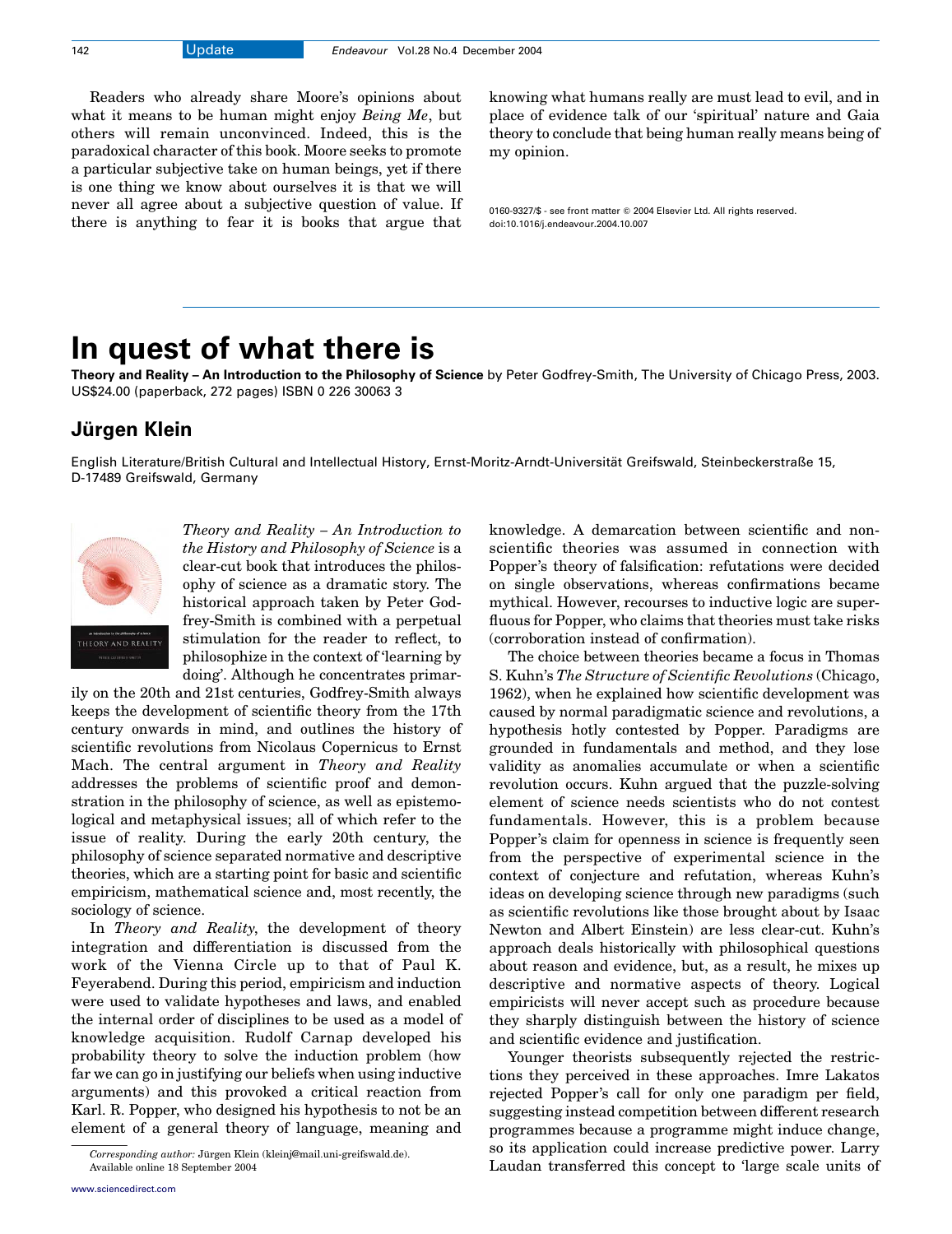Readers who already share Moore's opinions about what it means to be human might enjoy *Being Me*, but others will remain unconvinced. Indeed, this is the paradoxical character of this book. Moore seeks to promote a particular subjective take on human beings, yet if there is one thing we know about ourselves it is that we will never all agree about a subjective question of value. If there is anything to fear it is books that argue that knowing what humans really are must lead to evil, and in place of evidence talk of our 'spiritual' nature and Gaia theory to conclude that being human really means being of my opinion.

0160-9327/$ - see front matter © 2004 Elsevier Ltd. All rights reserved.
doi:10.1016/j.endeavour.2004.10.007

# In quest of what there is

**Theory and Reality – An Introduction to the Philosophy of Science** by Peter Godfrey-Smith, The University of Chicago Press, 2003. US$24.00 (paperback, 272 pages) ISBN 0 226 30063 3

## Jürgen Klein

English Literature/British Cultural and Intellectual History, Ernst-Moritz-Arndt-Universität Greifswald, Steinbeckerstraße 15, D-17489 Greifswald, Germany

*Theory and Reality – An Introduction to the History and Philosophy of Science* is a clear-cut book that introduces the philosophy of science as a dramatic story. The historical approach taken by Peter Godfrey-Smith is combined with a perpetual stimulation for the reader to reflect, to philosophize in the context of 'learning by doing'. Although he concentrates primarily on the 20th and 21st centuries, Godfrey-Smith always keeps the development of scientific theory from the 17th century onwards in mind, and outlines the history of scientific revolutions from Nicolaus Copernicus to Ernst Mach. The central argument in *Theory and Reality* addresses the problems of scientific proof and demonstration in the philosophy of science, as well as epistemological and metaphysical issues; all of which refer to the issue of reality. During the early 20th century, the philosophy of science separated normative and descriptive theories, which are a starting point for basic and scientific empiricism, mathematical science and, most recently, the sociology of science.

In *Theory and Reality*, the development of theory integration and differentiation is discussed from the work of the Vienna Circle up to that of Paul K. Feyerabend. During this period, empiricism and induction were used to validate hypotheses and laws, and enabled the internal order of disciplines to be used as a model of knowledge acquisition. Rudolf Carnap developed his probability theory to solve the induction problem (how far we can go in justifying our beliefs when using inductive arguments) and this provoked a critical reaction from Karl. R. Popper, who designed his hypothesis to not be an element of a general theory of language, meaning and knowledge. A demarcation between scientific and non-scientific theories was assumed in connection with Popper's theory of falsification: refutations were decided on single observations, whereas confirmations became mythical. However, recourses to inductive logic are superfluous for Popper, who claims that theories must take risks (corroboration instead of confirmation).

The choice between theories became a focus in Thomas S. Kuhn's *The Structure of Scientific Revolutions* (Chicago, 1962), when he explained how scientific development was caused by normal paradigmatic science and revolutions, a hypothesis hotly contested by Popper. Paradigms are grounded in fundamentals and method, and they lose validity as anomalies accumulate or when a scientific revolution occurs. Kuhn argued that the puzzle-solving element of science needs scientists who do not contest fundamentals. However, this is a problem because Popper's claim for openness in science is frequently seen from the perspective of experimental science in the context of conjecture and refutation, whereas Kuhn's ideas on developing science through new paradigms (such as scientific revolutions like those brought about by Isaac Newton and Albert Einstein) are less clear-cut. Kuhn's approach deals historically with philosophical questions about reason and evidence, but, as a result, he mixes up descriptive and normative aspects of theory. Logical empiricists will never accept such as procedure because they sharply distinguish between the history of science and scientific evidence and justification.

Younger theorists subsequently rejected the restrictions they perceived in these approaches. Imre Lakatos rejected Popper's call for only one paradigm per field, suggesting instead competition between different research programmes because a programme might induce change, so its application could increase predictive power. Larry Laudan transferred this concept to 'large scale units of

*Corresponding author:* Jürgen Klein (kleinj@mail.uni-greifswald.de).
Available online 18 September 2004